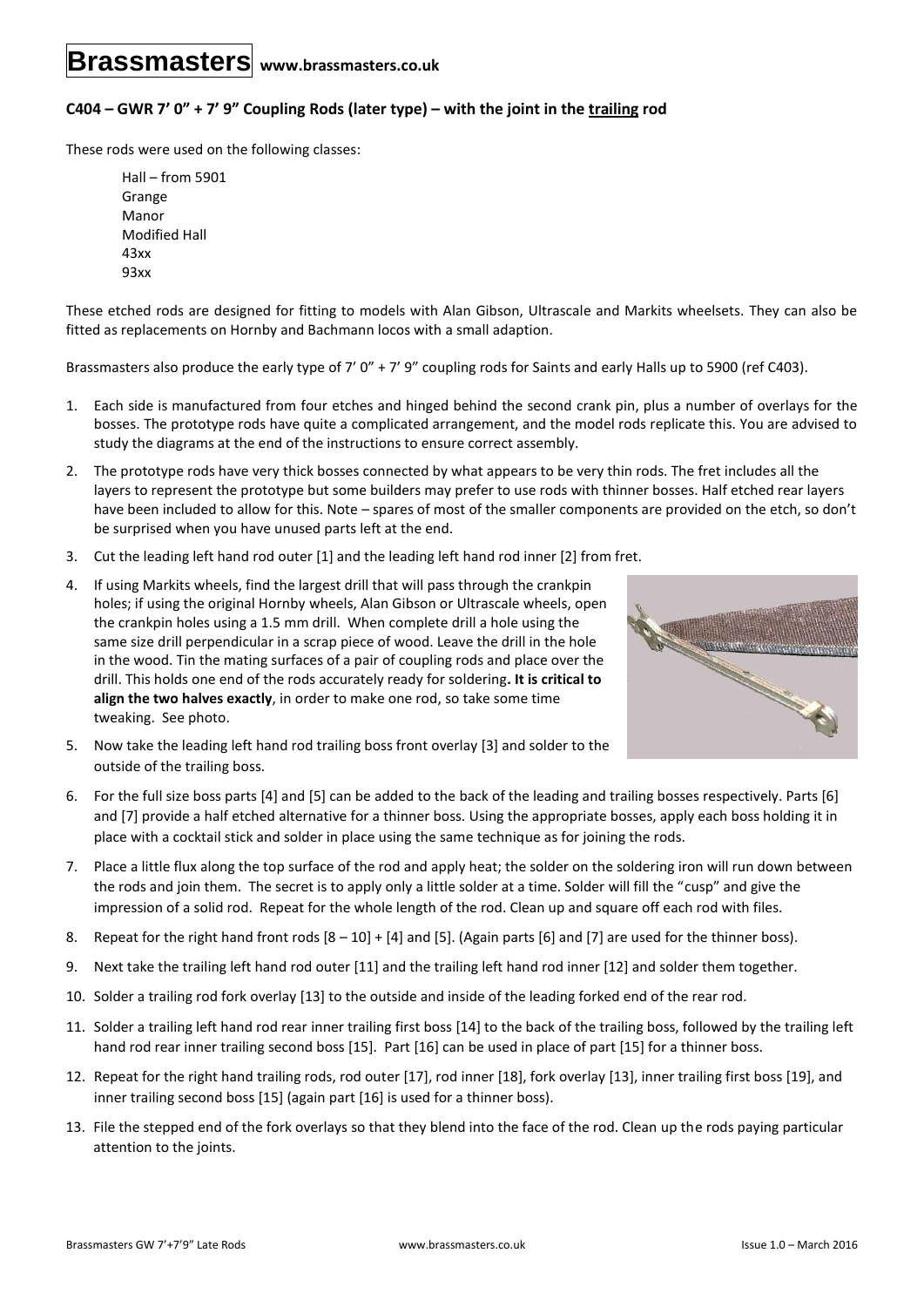# Brassmasters www.brassmasters.co.uk

## C404 – GWR 7' 0" + 7' 9" Coupling Rods (later type) – with the joint in the trailing rod

These rods were used on the following classes:

Hall – from 5901
Grange
Manor
Modified Hall
43xx
93xx

These etched rods are designed for fitting to models with Alan Gibson, Ultrascale and Markits wheelsets. They can also be fitted as replacements on Hornby and Bachmann locos with a small adaption.

Brassmasters also produce the early type of 7' 0" + 7' 9" coupling rods for Saints and early Halls up to 5900 (ref C403).

1. Each side is manufactured from four etches and hinged behind the second crank pin, plus a number of overlays for the bosses. The prototype rods have quite a complicated arrangement, and the model rods replicate this. You are advised to study the diagrams at the end of the instructions to ensure correct assembly.
2. The prototype rods have very thick bosses connected by what appears to be very thin rods. The fret includes all the layers to represent the prototype but some builders may prefer to use rods with thinner bosses. Half etched rear layers have been included to allow for this. Note – spares of most of the smaller components are provided on the etch, so don't be surprised when you have unused parts left at the end.
3. Cut the leading left hand rod outer [1] and the leading left hand rod inner [2] from fret.
4. If using Markits wheels, find the largest drill that will pass through the crankpin holes; if using the original Hornby wheels, Alan Gibson or Ultrascale wheels, open the crankpin holes using a 1.5 mm drill. When complete drill a hole using the same size drill perpendicular in a scrap piece of wood. Leave the drill in the hole in the wood. Tin the mating surfaces of a pair of coupling rods and place over the drill. This holds one end of the rods accurately ready for soldering. **It is critical to align the two halves exactly**, in order to make one rod, so take some time tweaking. See photo.
5. Now take the leading left hand rod trailing boss front overlay [3] and solder to the outside of the trailing boss.
6. For the full size boss parts [4] and [5] can be added to the back of the leading and trailing bosses respectively. Parts [6] and [7] provide a half etched alternative for a thinner boss. Using the appropriate bosses, apply each boss holding it in place with a cocktail stick and solder in place using the same technique as for joining the rods.
7. Place a little flux along the top surface of the rod and apply heat; the solder on the soldering iron will run down between the rods and join them. The secret is to apply only a little solder at a time. Solder will fill the "cusp" and give the impression of a solid rod. Repeat for the whole length of the rod. Clean up and square off each rod with files.
8. Repeat for the right hand front rods [8 – 10] + [4] and [5]. (Again parts [6] and [7] are used for the thinner boss).
9. Next take the trailing left hand rod outer [11] and the trailing left hand rod inner [12] and solder them together.
10. Solder a trailing rod fork overlay [13] to the outside and inside of the leading forked end of the rear rod.
11. Solder a trailing left hand rod rear inner trailing first boss [14] to the back of the trailing boss, followed by the trailing left hand rod rear inner trailing second boss [15]. Part [16] can be used in place of part [15] for a thinner boss.
12. Repeat for the right hand trailing rods, rod outer [17], rod inner [18], fork overlay [13], inner trailing first boss [19], and inner trailing second boss [15] (again part [16] is used for a thinner boss).
13. File the stepped end of the fork overlays so that they blend into the face of the rod. Clean up the rods paying particular attention to the joints.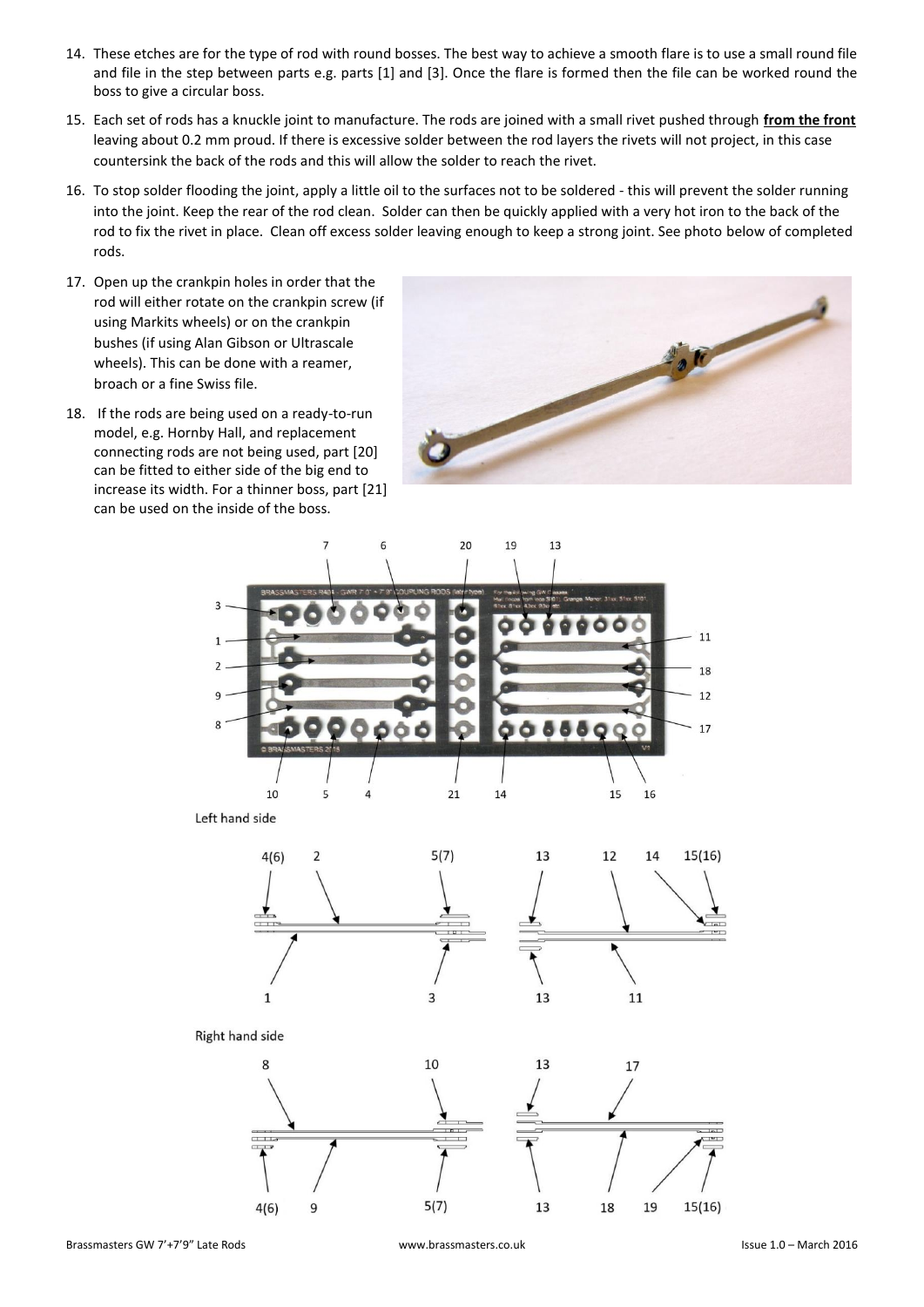14. These etches are for the type of rod with round bosses. The best way to achieve a smooth flare is to use a small round file and file in the step between parts e.g. parts [1] and [3]. Once the flare is formed then the file can be worked round the boss to give a circular boss.
15. Each set of rods has a knuckle joint to manufacture. The rods are joined with a small rivet pushed through **from the front** leaving about 0.2 mm proud. If there is excessive solder between the rod layers the rivets will not project, in this case countersink the back of the rods and this will allow the solder to reach the rivet.
16. To stop solder flooding the joint, apply a little oil to the surfaces not to be soldered - this will prevent the solder running into the joint. Keep the rear of the rod clean. Solder can then be quickly applied with a very hot iron to the back of the rod to fix the rivet in place. Clean off excess solder leaving enough to keep a strong joint. See photo below of completed rods.
17. Open up the crankpin holes in order that the rod will either rotate on the crankpin screw (if using Markits wheels) or on the crankpin bushes (if using Alan Gibson or Ultrascale wheels). This can be done with a reamer, broach or a fine Swiss file.
18. If the rods are being used on a ready-to-run model, e.g. Hornby Hall, and replacement connecting rods are not being used, part [20] can be fitted to either side of the big end to increase its width. For a thinner boss, part [21] can be used on the inside of the boss.

7 6 20 19 13

3 1 2 9 8

11 18 12 17

10 5 4 21 14 15 16

Left hand side

4(6) 2 5(7) 13 12 14 15(16)

1 3 13 11

Right hand side

8 10 13 17

4(6) 9 5(7) 13 18 19 15(16)